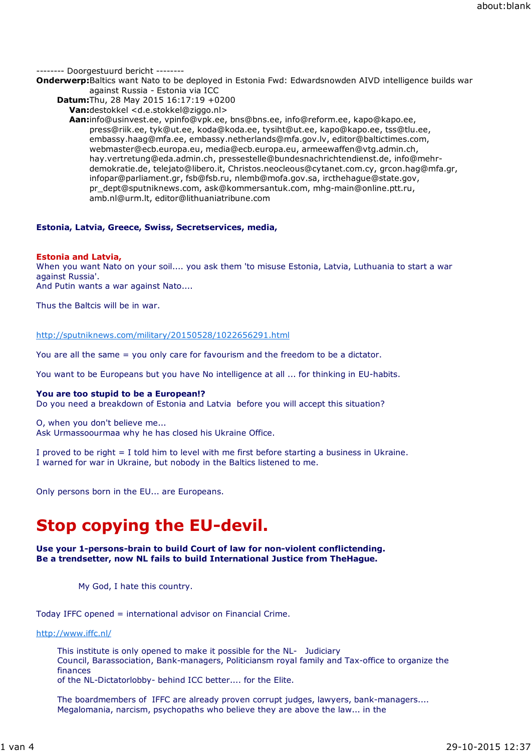-------- Doorgestuurd bericht --------

**Onderwerp:** Baltics want Nato to be deployed in Estonia Fwd: Edwardsnowden AIVD intelligence builds war against Russia - Estonia via ICC
**Datum:** Thu, 28 May 2015 16:17:19 +0200
**Van:** destokkel <d.e.stokkel@ziggo.nl>
**Aan:** info@usinvest.ee, vpinfo@vpk.ee, bns@bns.ee, info@reform.ee, kapo@kapo.ee, press@riik.ee, tyk@ut.ee, koda@koda.ee, tysiht@ut.ee, kapo@kapo.ee, tss@tlu.ee, embassy.haag@mfa.ee, embassy.netherlands@mfa.gov.lv, editor@baltictimes.com, webmaster@ecb.europa.eu, media@ecb.europa.eu, armeewaffen@vtg.admin.ch, hay.vertretung@eda.admin.ch, pressestelle@bundesnachrichtendienst.de, info@mehr-demokratie.de, telejato@libero.it, Christos.neocleous@cytanet.com.cy, grcon.hag@mfa.gr, infopar@parliament.gr, fsb@fsb.ru, nlemb@mofa.gov.sa, ircthehague@state.gov, pr_dept@sputniknews.com, ask@kommersantuk.com, mhg-main@online.ptt.ru, amb.nl@urm.lt, editor@lithuaniatribune.com

**Estonia, Latvia, Greece, Swiss, Secretservices, media,**

**Estonia and Latvia,**
When you want Nato on your soil.... you ask them 'to misuse Estonia, Latvia, Luthuania to start a war against Russia'.
And Putin wants a war against Nato....

Thus the Baltcis will be in war.

http://sputniknews.com/military/20150528/1022656291.html

You are all the same = you only care for favourism and the freedom to be a dictator.

You want to be Europeans but you have No intelligence at all ... for thinking in EU-habits.

**You are too stupid to be a European!?**
Do you need a breakdown of Estonia and Latvia before you will accept this situation?

O, when you don't believe me...
Ask Urmassoourmaa why he has closed his Ukraine Office.

I proved to be right = I told him to level with me first before starting a business in Ukraine.
I warned for war in Ukraine, but nobody in the Baltics listened to me.

Only persons born in the EU... are Europeans.

# Stop copying the EU-devil.

**Use your 1-persons-brain to build Court of law for non-violent conflictending.**
**Be a trendsetter, now NL fails to build International Justice from TheHague.**

My God, I hate this country.

Today IFFC opened = international advisor on Financial Crime.

http://www.iffc.nl/

This institute is only opened to make it possible for the NL- Judiciary Council, Barassociation, Bank-managers, Politiciansm royal family and Tax-office to organize the finances
of the NL-Dictatorlobby- behind ICC better.... for the Elite.

The boardmembers of IFFC are already proven corrupt judges, lawyers, bank-managers....
Megalomania, narcism, psychopaths who believe they are above the law... in the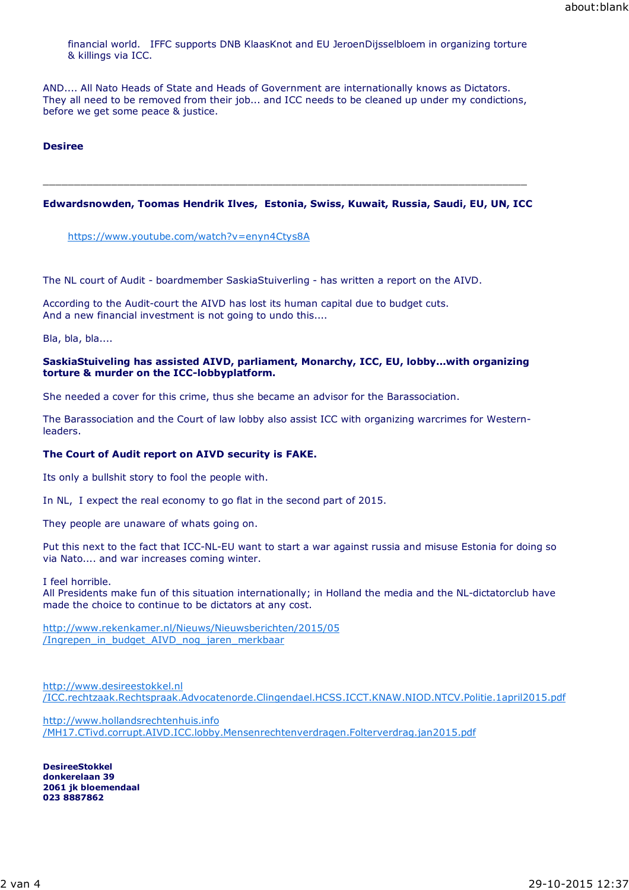financial world.   IFFC supports DNB KlaasKnot and EU JeroenDijsselbloem in organizing torture & killings via ICC.

AND.... All Nato Heads of State and Heads of Government are internationally knows as Dictators. They all need to be removed from their job... and ICC needs to be cleaned up under my condictions, before we get some peace & justice.

**Desiree**

---

**Edwardsnowden, Toomas Hendrik Ilves,  Estonia, Swiss, Kuwait, Russia, Saudi, EU, UN, ICC**

https://www.youtube.com/watch?v=enyn4Ctys8A

The NL court of Audit - boardmember SaskiaStuiverling - has written a report on the AIVD.

According to the Audit-court the AIVD has lost its human capital due to budget cuts.
And a new financial investment is not going to undo this....

Bla, bla, bla....

**SaskiaStuiveling has assisted AIVD, parliament, Monarchy, ICC, EU, lobby...with organizing torture & murder on the ICC-lobbyplatform.**

She needed a cover for this crime, thus she became an advisor for the Barassociation.

The Barassociation and the Court of law lobby also assist ICC with organizing warcrimes for Western-leaders.

**The Court of Audit report on AIVD security is FAKE.**

Its only a bullshit story to fool the people with.

In NL,  I expect the real economy to go flat in the second part of 2015.

They people are unaware of whats going on.

Put this next to the fact that ICC-NL-EU want to start a war against russia and misuse Estonia for doing so via Nato.... and war increases coming winter.

I feel horrible.
All Presidents make fun of this situation internationally; in Holland the media and the NL-dictatorclub have made the choice to continue to be dictators at any cost.

http://www.rekenkamer.nl/Nieuws/Nieuwsberichten/2015/05/Ingrepen_in_budget_AIVD_nog_jaren_merkbaar

http://www.desireestokkel.nl/ICC.rechtzaak.Rechtspraak.Advocatenorde.Clingendael.HCSS.ICCT.KNAW.NIOD.NTCV.Politie.1april2015.pdf

http://www.hollandsrechtenhuis.info/MH17.CTivd.corrupt.AIVD.ICC.lobby.Mensenrechtenverdragen.Folterverdrag.jan2015.pdf

**DesireeStokkel**
**donkerelaan 39**
**2061 jk bloemendaal**
**023 8887862**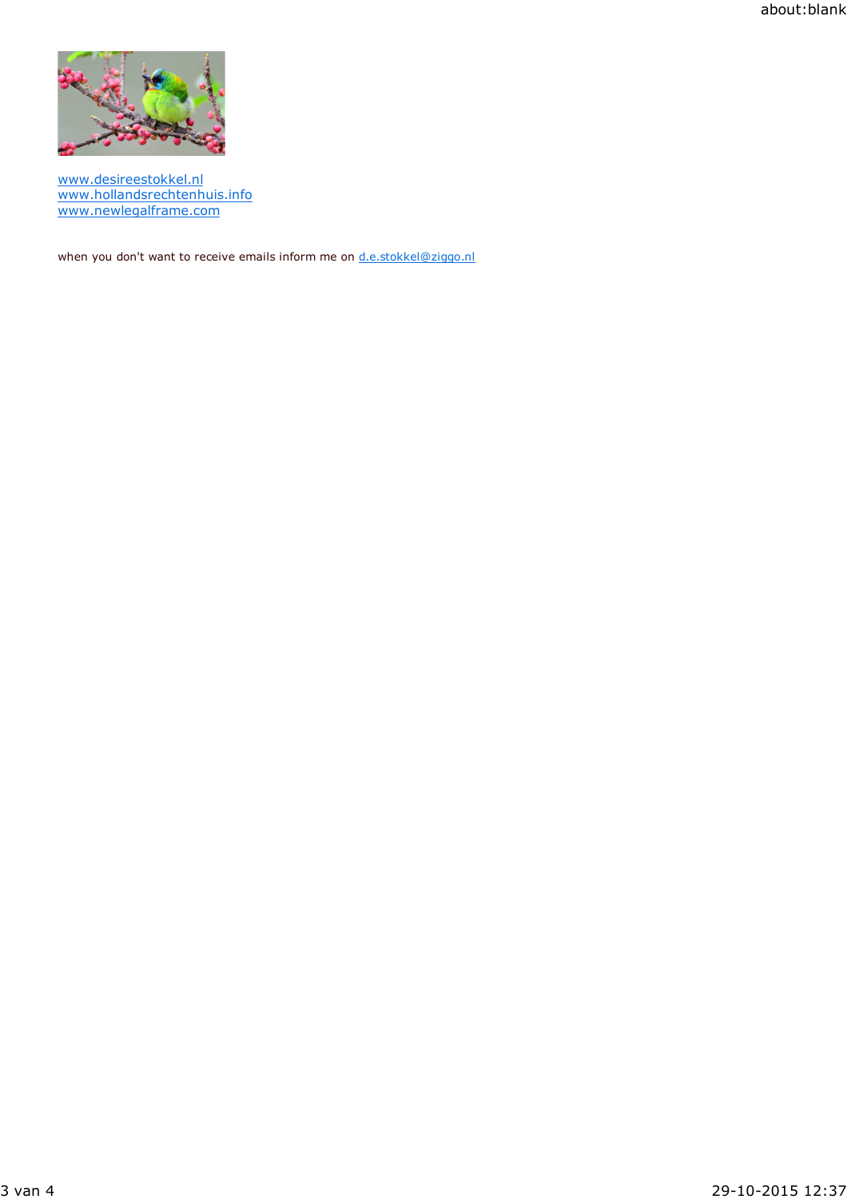www.desireestokkel.nl
www.hollandsrechtenhuis.info
www.newlegalframe.com

when you don't want to receive emails inform me on d.e.stokkel@ziggo.nl